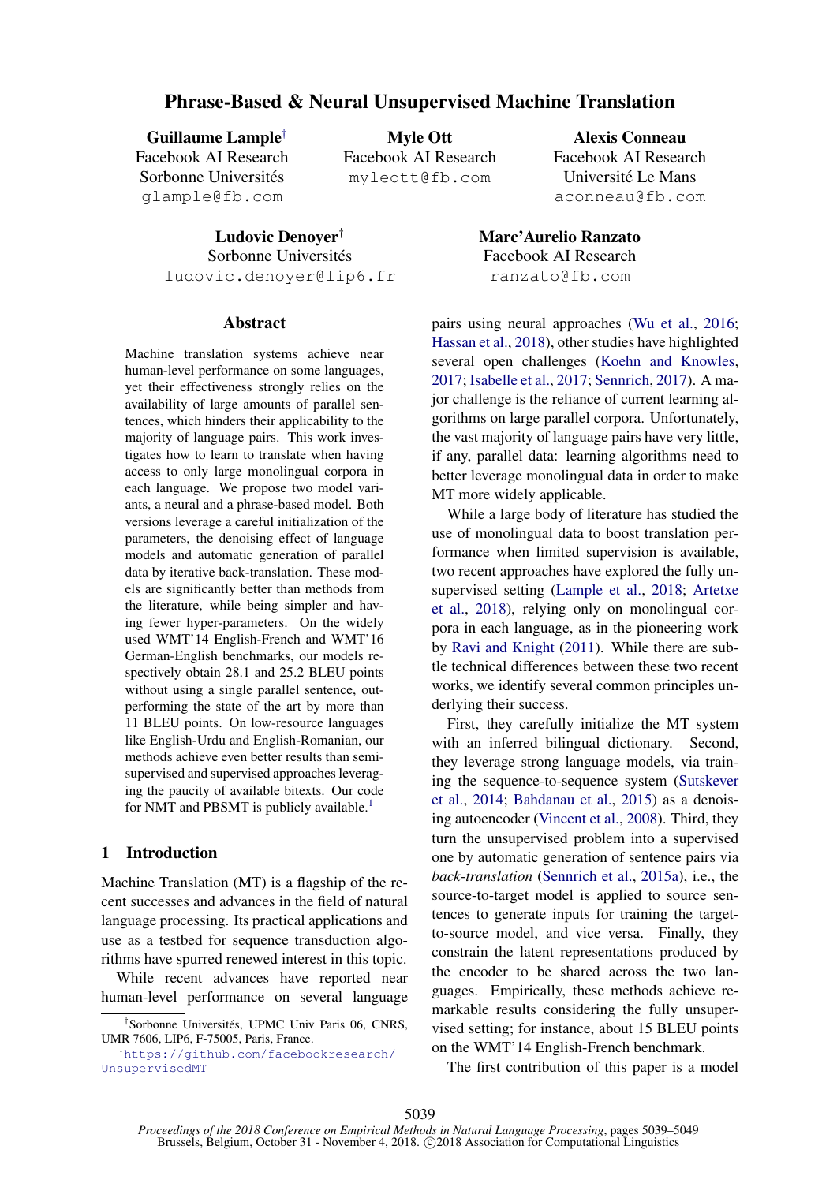# Phrase-Based & Neural Unsupervised Machine Translation

**Guillaume Lample**[†]
Facebook AI Research
Sorbonne Universités
glample@fb.com

**Myle Ott**
Facebook AI Research
myleott@fb.com

**Alexis Conneau**
Facebook AI Research
Université Le Mans
aconneau@fb.com

**Ludovic Denoyer**[†]
Sorbonne Universités
ludovic.denoyer@lip6.fr

**Marc'Aurelio Ranzato**
Facebook AI Research
ranzato@fb.com

## Abstract

Machine translation systems achieve near human-level performance on some languages, yet their effectiveness strongly relies on the availability of large amounts of parallel sentences, which hinders their applicability to the majority of language pairs. This work investigates how to learn to translate when having access to only large monolingual corpora in each language. We propose two model variants, a neural and a phrase-based model. Both versions leverage a careful initialization of the parameters, the denoising effect of language models and automatic generation of parallel data by iterative back-translation. These models are significantly better than methods from the literature, while being simpler and having fewer hyper-parameters. On the widely used WMT'14 English-French and WMT'16 German-English benchmarks, our models respectively obtain 28.1 and 25.2 BLEU points without using a single parallel sentence, outperforming the state of the art by more than 11 BLEU points. On low-resource languages like English-Urdu and English-Romanian, our methods achieve even better results than semi-supervised and supervised approaches leveraging the paucity of available bitexts. Our code for NMT and PBSMT is publicly available.[1]

## 1 Introduction

Machine Translation (MT) is a flagship of the recent successes and advances in the field of natural language processing. Its practical applications and use as a testbed for sequence transduction algorithms have spurred renewed interest in this topic.

While recent advances have reported near human-level performance on several language pairs using neural approaches (Wu et al., 2016; Hassan et al., 2018), other studies have highlighted several open challenges (Koehn and Knowles, 2017; Isabelle et al., 2017; Sennrich, 2017). A major challenge is the reliance of current learning algorithms on large parallel corpora. Unfortunately, the vast majority of language pairs have very little, if any, parallel data: learning algorithms need to better leverage monolingual data in order to make MT more widely applicable.

While a large body of literature has studied the use of monolingual data to boost translation performance when limited supervision is available, two recent approaches have explored the fully unsupervised setting (Lample et al., 2018; Artetxe et al., 2018), relying only on monolingual corpora in each language, as in the pioneering work by Ravi and Knight (2011). While there are subtle technical differences between these two recent works, we identify several common principles underlying their success.

First, they carefully initialize the MT system with an inferred bilingual dictionary. Second, they leverage strong language models, via training the sequence-to-sequence system (Sutskever et al., 2014; Bahdanau et al., 2015) as a denoising autoencoder (Vincent et al., 2008). Third, they turn the unsupervised problem into a supervised one by automatic generation of sentence pairs via *back-translation* (Sennrich et al., 2015a), i.e., the source-to-target model is applied to source sentences to generate inputs for training the target-to-source model, and vice versa. Finally, they constrain the latent representations produced by the encoder to be shared across the two languages. Empirically, these methods achieve remarkable results considering the fully unsupervised setting; for instance, about 15 BLEU points on the WMT'14 English-French benchmark.

The first contribution of this paper is a model

[†]Sorbonne Universités, UPMC Univ Paris 06, CNRS, UMR 7606, LIP6, F-75005, Paris, France.

[1]https://github.com/facebookresearch/UnsupervisedMT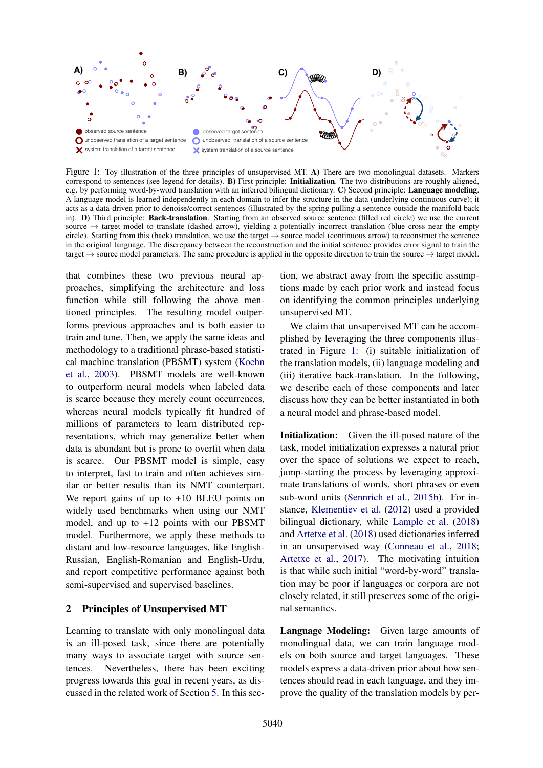Figure 1: Toy illustration of the three principles of unsupervised MT. **A)** There are two monolingual datasets. Markers correspond to sentences (see legend for details). **B)** First principle: **Initialization**. The two distributions are roughly aligned, e.g. by performing word-by-word translation with an inferred bilingual dictionary. **C)** Second principle: **Language modeling**. A language model is learned independently in each domain to infer the structure in the data (underlying continuous curve); it acts as a data-driven prior to denoise/correct sentences (illustrated by the spring pulling a sentence outside the manifold back in). **D)** Third principle: **Back-translation**. Starting from an observed source sentence (filled red circle) we use the current source → target model to translate (dashed arrow), yielding a potentially incorrect translation (blue cross near the empty circle). Starting from this (back) translation, we use the target → source model (continuous arrow) to reconstruct the sentence in the original language. The discrepancy between the reconstruction and the initial sentence provides error signal to train the target → source model parameters. The same procedure is applied in the opposite direction to train the source → target model.

that combines these two previous neural approaches, simplifying the architecture and loss function while still following the above mentioned principles. The resulting model outperforms previous approaches and is both easier to train and tune. Then, we apply the same ideas and methodology to a traditional phrase-based statistical machine translation (PBSMT) system (Koehn et al., 2003). PBSMT models are well-known to outperform neural models when labeled data is scarce because they merely count occurrences, whereas neural models typically fit hundred of millions of parameters to learn distributed representations, which may generalize better when data is abundant but is prone to overfit when data is scarce. Our PBSMT model is simple, easy to interpret, fast to train and often achieves similar or better results than its NMT counterpart. We report gains of up to +10 BLEU points on widely used benchmarks when using our NMT model, and up to +12 points with our PBSMT model. Furthermore, we apply these methods to distant and low-resource languages, like English-Russian, English-Romanian and English-Urdu, and report competitive performance against both semi-supervised and supervised baselines.

## 2 Principles of Unsupervised MT

Learning to translate with only monolingual data is an ill-posed task, since there are potentially many ways to associate target with source sentences. Nevertheless, there has been exciting progress towards this goal in recent years, as discussed in the related work of Section 5. In this section, we abstract away from the specific assumptions made by each prior work and instead focus on identifying the common principles underlying unsupervised MT.

We claim that unsupervised MT can be accomplished by leveraging the three components illustrated in Figure 1: (i) suitable initialization of the translation models, (ii) language modeling and (iii) iterative back-translation. In the following, we describe each of these components and later discuss how they can be better instantiated in both a neural model and phrase-based model.

**Initialization:** Given the ill-posed nature of the task, model initialization expresses a natural prior over the space of solutions we expect to reach, jump-starting the process by leveraging approximate translations of words, short phrases or even sub-word units (Sennrich et al., 2015b). For instance, Klementiev et al. (2012) used a provided bilingual dictionary, while Lample et al. (2018) and Artetxe et al. (2018) used dictionaries inferred in an unsupervised way (Conneau et al., 2018; Artetxe et al., 2017). The motivating intuition is that while such initial "word-by-word" translation may be poor if languages or corpora are not closely related, it still preserves some of the original semantics.

**Language Modeling:** Given large amounts of monolingual data, we can train language models on both source and target languages. These models express a data-driven prior about how sentences should read in each language, and they improve the quality of the translation models by per-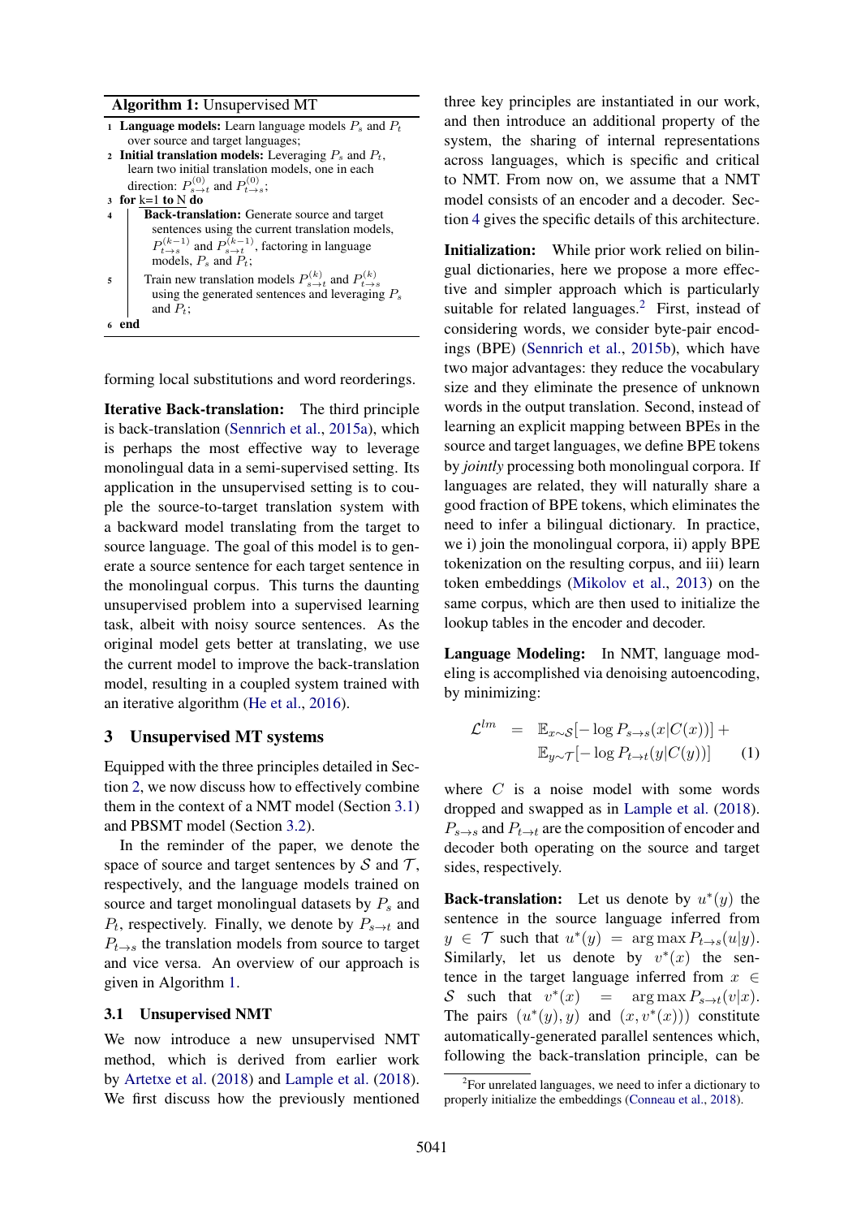**Algorithm 1:** Unsupervised MT

1. **Language models:** Learn language models $P_s$ and $P_t$ over source and target languages;
2. **Initial translation models:** Leveraging $P_s$ and $P_t$, learn two initial translation models, one in each direction: $P^{(0)}_{s\rightarrow t}$ and $P^{(0)}_{t\rightarrow s}$;
3. **for** k=1 **to** N **do**
4. &nbsp;&nbsp;&nbsp;&nbsp;**Back-translation:** Generate source and target sentences using the current translation models, $P^{(k-1)}_{t\rightarrow s}$ and $P^{(k-1)}_{s\rightarrow t}$, factoring in language models, $P_s$ and $P_t$;
5. &nbsp;&nbsp;&nbsp;&nbsp;Train new translation models $P^{(k)}_{s\rightarrow t}$ and $P^{(k)}_{t\rightarrow s}$ using the generated sentences and leveraging $P_s$ and $P_t$;
6. **end**

forming local substitutions and word reorderings.

**Iterative Back-translation:** The third principle is back-translation (Sennrich et al., 2015a), which is perhaps the most effective way to leverage monolingual data in a semi-supervised setting. Its application in the unsupervised setting is to couple the source-to-target translation system with a backward model translating from the target to source language. The goal of this model is to generate a source sentence for each target sentence in the monolingual corpus. This turns the daunting unsupervised problem into a supervised learning task, albeit with noisy source sentences. As the original model gets better at translating, we use the current model to improve the back-translation model, resulting in a coupled system trained with an iterative algorithm (He et al., 2016).

## 3 Unsupervised MT systems

Equipped with the three principles detailed in Section 2, we now discuss how to effectively combine them in the context of a NMT model (Section 3.1) and PBSMT model (Section 3.2).

In the reminder of the paper, we denote the space of source and target sentences by $\mathcal{S}$ and $\mathcal{T}$, respectively, and the language models trained on source and target monolingual datasets by $P_s$ and $P_t$, respectively. Finally, we denote by $P_{s\rightarrow t}$ and $P_{t\rightarrow s}$ the translation models from source to target and vice versa. An overview of our approach is given in Algorithm 1.

### 3.1 Unsupervised NMT

We now introduce a new unsupervised NMT method, which is derived from earlier work by Artetxe et al. (2018) and Lample et al. (2018). We first discuss how the previously mentioned three key principles are instantiated in our work, and then introduce an additional property of the system, the sharing of internal representations across languages, which is specific and critical to NMT. From now on, we assume that a NMT model consists of an encoder and a decoder. Section 4 gives the specific details of this architecture.

**Initialization:** While prior work relied on bilingual dictionaries, here we propose a more effective and simpler approach which is particularly suitable for related languages.[2] First, instead of considering words, we consider byte-pair encodings (BPE) (Sennrich et al., 2015b), which have two major advantages: they reduce the vocabulary size and they eliminate the presence of unknown words in the output translation. Second, instead of learning an explicit mapping between BPEs in the source and target languages, we define BPE tokens by *jointly* processing both monolingual corpora. If languages are related, they will naturally share a good fraction of BPE tokens, which eliminates the need to infer a bilingual dictionary. In practice, we i) join the monolingual corpora, ii) apply BPE tokenization on the resulting corpus, and iii) learn token embeddings (Mikolov et al., 2013) on the same corpus, which are then used to initialize the lookup tables in the encoder and decoder.

**Language Modeling:** In NMT, language modeling is accomplished via denoising autoencoding, by minimizing:

$$\mathcal{L}^{lm} = \mathbb{E}_{x\sim\mathcal{S}}[-\log P_{s\rightarrow s}(x|C(x))] + \mathbb{E}_{y\sim\mathcal{T}}[-\log P_{t\rightarrow t}(y|C(y))] \quad (1)$$

where $C$ is a noise model with some words dropped and swapped as in Lample et al. (2018). $P_{s\rightarrow s}$ and $P_{t\rightarrow t}$ are the composition of encoder and decoder both operating on the source and target sides, respectively.

**Back-translation:** Let us denote by $u^*(y)$ the sentence in the source language inferred from $y \in \mathcal{T}$ such that $u^*(y) = \arg\max P_{t\rightarrow s}(u|y)$. Similarly, let us denote by $v^*(x)$ the sentence in the target language inferred from $x \in \mathcal{S}$ such that $v^*(x) = \arg\max P_{s\rightarrow t}(v|x)$. The pairs $(u^*(y), y)$ and $(x, v^*(x))$ constitute automatically-generated parallel sentences which, following the back-translation principle, can be

[2] For unrelated languages, we need to infer a dictionary to properly initialize the embeddings (Conneau et al., 2018).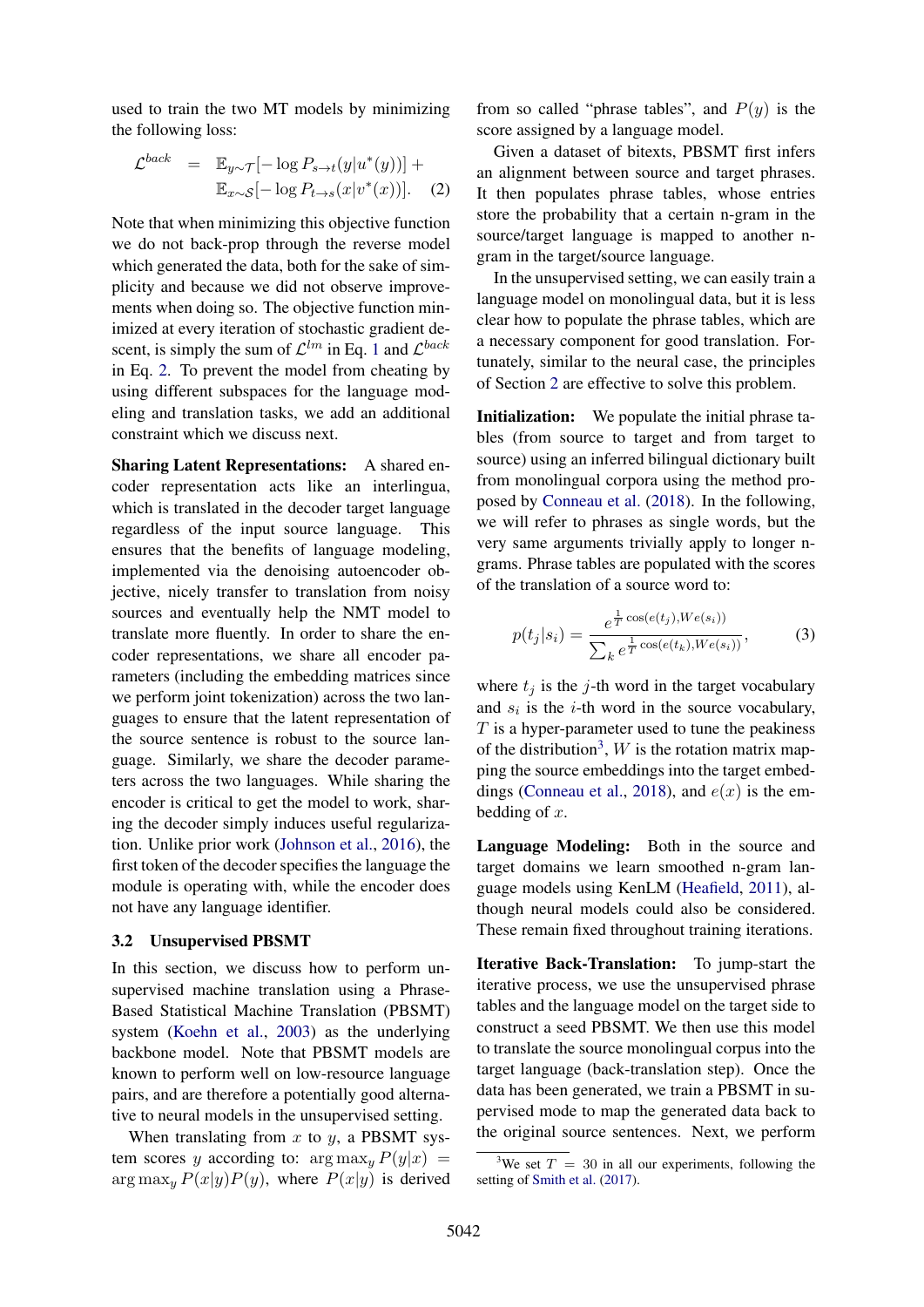used to train the two MT models by minimizing the following loss:

$$\mathcal{L}^{back} = \mathbb{E}_{y \sim \mathcal{T}}[-\log P_{s \to t}(y|u^*(y))] + \mathbb{E}_{x \sim \mathcal{S}}[-\log P_{t \to s}(x|v^*(x))]. \quad (2)$$

Note that when minimizing this objective function we do not back-prop through the reverse model which generated the data, both for the sake of simplicity and because we did not observe improvements when doing so. The objective function minimized at every iteration of stochastic gradient descent, is simply the sum of $\mathcal{L}^{lm}$ in Eq. 1 and $\mathcal{L}^{back}$ in Eq. 2. To prevent the model from cheating by using different subspaces for the language modeling and translation tasks, we add an additional constraint which we discuss next.

**Sharing Latent Representations:** A shared encoder representation acts like an interlingua, which is translated in the decoder target language regardless of the input source language. This ensures that the benefits of language modeling, implemented via the denoising autoencoder objective, nicely transfer to translation from noisy sources and eventually help the NMT model to translate more fluently. In order to share the encoder representations, we share all encoder parameters (including the embedding matrices since we perform joint tokenization) across the two languages to ensure that the latent representation of the source sentence is robust to the source language. Similarly, we share the decoder parameters across the two languages. While sharing the encoder is critical to get the model to work, sharing the decoder simply induces useful regularization. Unlike prior work (Johnson et al., 2016), the first token of the decoder specifies the language the module is operating with, while the encoder does not have any language identifier.

### 3.2 Unsupervised PBSMT

In this section, we discuss how to perform unsupervised machine translation using a Phrase-Based Statistical Machine Translation (PBSMT) system (Koehn et al., 2003) as the underlying backbone model. Note that PBSMT models are known to perform well on low-resource language pairs, and are therefore a potentially good alternative to neural models in the unsupervised setting.

When translating from $x$ to $y$, a PBSMT system scores $y$ according to: $\arg\max_y P(y|x) = \arg\max_y P(x|y)P(y)$, where $P(x|y)$ is derived from so called "phrase tables", and $P(y)$ is the score assigned by a language model.

Given a dataset of bitexts, PBSMT first infers an alignment between source and target phrases. It then populates phrase tables, whose entries store the probability that a certain n-gram in the source/target language is mapped to another n-gram in the target/source language.

In the unsupervised setting, we can easily train a language model on monolingual data, but it is less clear how to populate the phrase tables, which are a necessary component for good translation. Fortunately, similar to the neural case, the principles of Section 2 are effective to solve this problem.

**Initialization:** We populate the initial phrase tables (from source to target and from target to source) using an inferred bilingual dictionary built from monolingual corpora using the method proposed by Conneau et al. (2018). In the following, we will refer to phrases as single words, but the very same arguments trivially apply to longer n-grams. Phrase tables are populated with the scores of the translation of a source word to:

$$p(t_j|s_i) = \frac{e^{\frac{1}{T}\cos(e(t_j), We(s_i))}}{\sum_k e^{\frac{1}{T}\cos(e(t_k), We(s_i))}}, \quad (3)$$

where $t_j$ is the $j$-th word in the target vocabulary and $s_i$ is the $i$-th word in the source vocabulary, $T$ is a hyper-parameter used to tune the peakiness of the distribution[3], $W$ is the rotation matrix mapping the source embeddings into the target embeddings (Conneau et al., 2018), and $e(x)$ is the embedding of $x$.

**Language Modeling:** Both in the source and target domains we learn smoothed n-gram language models using KenLM (Heafield, 2011), although neural models could also be considered. These remain fixed throughout training iterations.

**Iterative Back-Translation:** To jump-start the iterative process, we use the unsupervised phrase tables and the language model on the target side to construct a seed PBSMT. We then use this model to translate the source monolingual corpus into the target language (back-translation step). Once the data has been generated, we train a PBSMT in supervised mode to map the generated data back to the original source sentences. Next, we perform

[3] We set $T = 30$ in all our experiments, following the setting of Smith et al. (2017).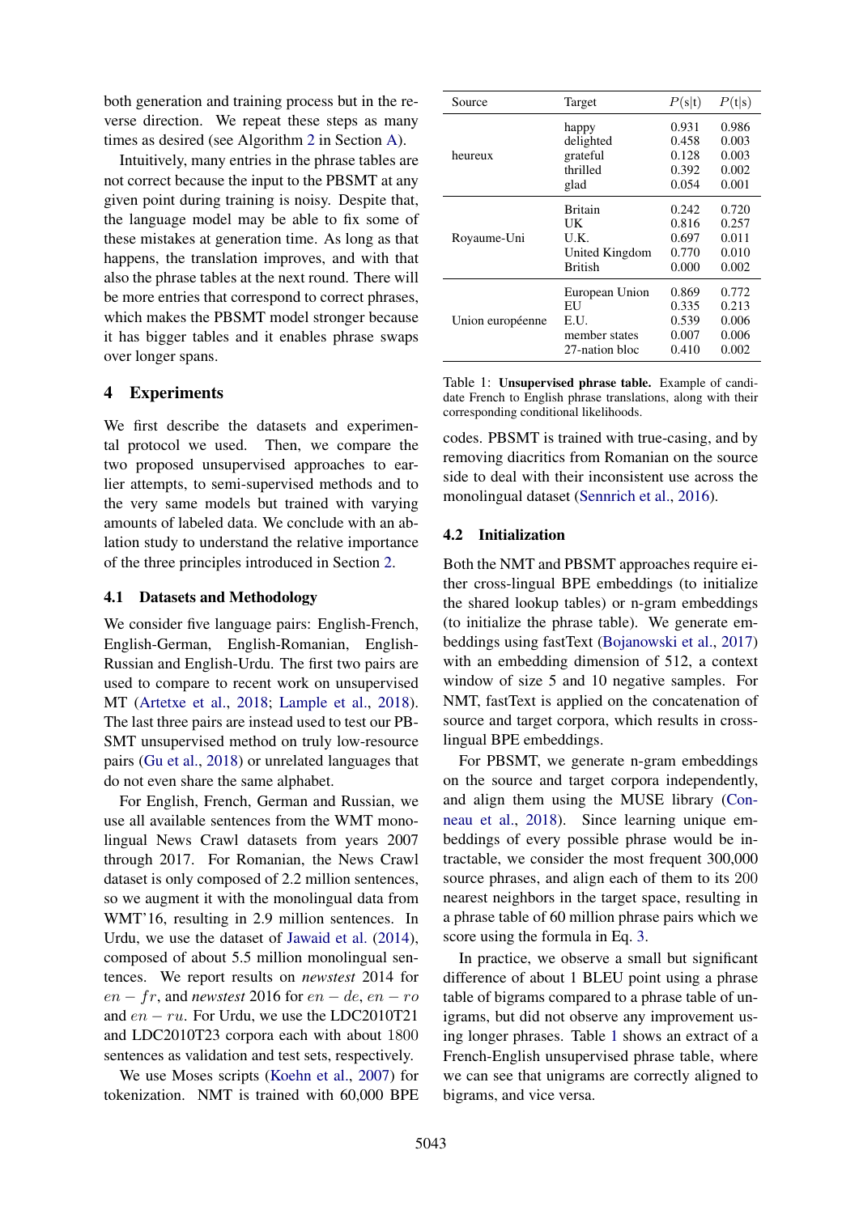both generation and training process but in the reverse direction. We repeat these steps as many times as desired (see Algorithm 2 in Section A).

Intuitively, many entries in the phrase tables are not correct because the input to the PBSMT at any given point during training is noisy. Despite that, the language model may be able to fix some of these mistakes at generation time. As long as that happens, the translation improves, and with that also the phrase tables at the next round. There will be more entries that correspond to correct phrases, which makes the PBSMT model stronger because it has bigger tables and it enables phrase swaps over longer spans.

## 4 Experiments

We first describe the datasets and experimental protocol we used. Then, we compare the two proposed unsupervised approaches to earlier attempts, to semi-supervised methods and to the very same models but trained with varying amounts of labeled data. We conclude with an ablation study to understand the relative importance of the three principles introduced in Section 2.

### 4.1 Datasets and Methodology

We consider five language pairs: English-French, English-German, English-Romanian, English-Russian and English-Urdu. The first two pairs are used to compare to recent work on unsupervised MT (Artetxe et al., 2018; Lample et al., 2018). The last three pairs are instead used to test our PBSMT unsupervised method on truly low-resource pairs (Gu et al., 2018) or unrelated languages that do not even share the same alphabet.

For English, French, German and Russian, we use all available sentences from the WMT monolingual News Crawl datasets from years 2007 through 2017. For Romanian, the News Crawl dataset is only composed of 2.2 million sentences, so we augment it with the monolingual data from WMT'16, resulting in 2.9 million sentences. In Urdu, we use the dataset of Jawaid et al. (2014), composed of about 5.5 million monolingual sentences. We report results on *newstest* 2014 for $en-fr$, and *newstest* 2016 for $en-de$, $en-ro$ and $en-ru$. For Urdu, we use the LDC2010T21 and LDC2010T23 corpora each with about 1800 sentences as validation and test sets, respectively.

We use Moses scripts (Koehn et al., 2007) for tokenization. NMT is trained with 60,000 BPE codes. PBSMT is trained with true-casing, and by removing diacritics from Romanian on the source side to deal with their inconsistent use across the monolingual dataset (Sennrich et al., 2016).

| Source | Target | P(s\|t) | P(t\|s) |
|---|---|---|---|
| heureux | happy | 0.931 | 0.986 |
| | delighted | 0.458 | 0.003 |
| | grateful | 0.128 | 0.003 |
| | thrilled | 0.392 | 0.002 |
| | glad | 0.054 | 0.001 |
| Royaume-Uni | Britain | 0.242 | 0.720 |
| | UK | 0.816 | 0.257 |
| | U.K. | 0.697 | 0.011 |
| | United Kingdom | 0.770 | 0.010 |
| | British | 0.000 | 0.002 |
| Union européenne | European Union | 0.869 | 0.772 |
| | EU | 0.335 | 0.213 |
| | E.U. | 0.539 | 0.006 |
| | member states | 0.007 | 0.006 |
| | 27-nation bloc | 0.410 | 0.002 |

Table 1: **Unsupervised phrase table.** Example of candidate French to English phrase translations, along with their corresponding conditional likelihoods.

### 4.2 Initialization

Both the NMT and PBSMT approaches require either cross-lingual BPE embeddings (to initialize the shared lookup tables) or n-gram embeddings (to initialize the phrase table). We generate embeddings using fastText (Bojanowski et al., 2017) with an embedding dimension of 512, a context window of size 5 and 10 negative samples. For NMT, fastText is applied on the concatenation of source and target corpora, which results in cross-lingual BPE embeddings.

For PBSMT, we generate n-gram embeddings on the source and target corpora independently, and align them using the MUSE library (Conneau et al., 2018). Since learning unique embeddings of every possible phrase would be intractable, we consider the most frequent 300,000 source phrases, and align each of them to its 200 nearest neighbors in the target space, resulting in a phrase table of 60 million phrase pairs which we score using the formula in Eq. 3.

In practice, we observe a small but significant difference of about 1 BLEU point using a phrase table of bigrams compared to a phrase table of unigrams, but did not observe any improvement using longer phrases. Table 1 shows an extract of a French-English unsupervised phrase table, where we can see that unigrams are correctly aligned to bigrams, and vice versa.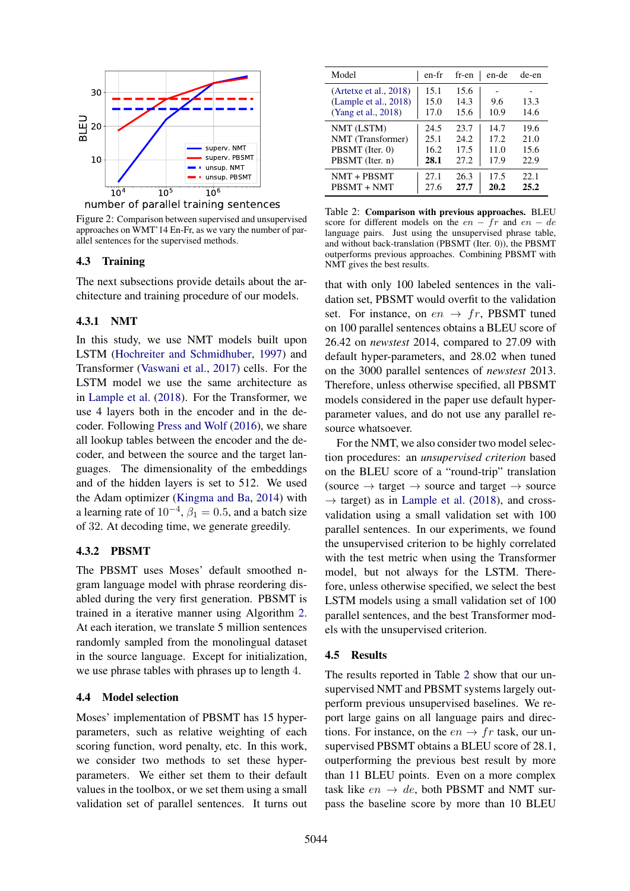Figure 2: Comparison between supervised and unsupervised approaches on WMT'14 En-Fr, as we vary the number of parallel sentences for the supervised methods.

### 4.3 Training

The next subsections provide details about the architecture and training procedure of our models.

#### 4.3.1 NMT

In this study, we use NMT models built upon LSTM (Hochreiter and Schmidhuber, 1997) and Transformer (Vaswani et al., 2017) cells. For the LSTM model we use the same architecture as in Lample et al. (2018). For the Transformer, we use 4 layers both in the encoder and in the decoder. Following Press and Wolf (2016), we share all lookup tables between the encoder and the decoder, and between the source and the target languages. The dimensionality of the embeddings and of the hidden layers is set to 512. We used the Adam optimizer (Kingma and Ba, 2014) with a learning rate of $10^{-4}$, $\beta_1 = 0.5$, and a batch size of 32. At decoding time, we generate greedily.

#### 4.3.2 PBSMT

The PBSMT uses Moses' default smoothed n-gram language model with phrase reordering disabled during the very first generation. PBSMT is trained in a iterative manner using Algorithm 2. At each iteration, we translate 5 million sentences randomly sampled from the monolingual dataset in the source language. Except for initialization, we use phrase tables with phrases up to length 4.

### 4.4 Model selection

Moses' implementation of PBSMT has 15 hyper-parameters, such as relative weighting of each scoring function, word penalty, etc. In this work, we consider two methods to set these hyper-parameters. We either set them to their default values in the toolbox, or we set them using a small validation set of parallel sentences. It turns out

| Model | en-fr | fr-en | en-de | de-en |
|---|---|---|---|---|
| (Artetxe et al., 2018) | 15.1 | 15.6 | - | - |
| (Lample et al., 2018) | 15.0 | 14.3 | 9.6 | 13.3 |
| (Yang et al., 2018) | 17.0 | 15.6 | 10.9 | 14.6 |
| NMT (LSTM) | 24.5 | 23.7 | 14.7 | 19.6 |
| NMT (Transformer) | 25.1 | 24.2 | 17.2 | 21.0 |
| PBSMT (Iter. 0) | 16.2 | 17.5 | 11.0 | 15.6 |
| PBSMT (Iter. n) | **28.1** | 27.2 | 17.9 | 22.9 |
| NMT + PBSMT | 27.1 | 26.3 | 17.5 | 22.1 |
| PBSMT + NMT | 27.6 | **27.7** | **20.2** | **25.2** |

Table 2: **Comparison with previous approaches.** BLEU score for different models on the $en - fr$ and $en - de$ language pairs. Just using the unsupervised phrase table, and without back-translation (PBSMT (Iter. 0)), the PBSMT outperforms previous approaches. Combining PBSMT with NMT gives the best results.

that with only 100 labeled sentences in the validation set, PBSMT would overfit to the validation set. For instance, on $en \rightarrow fr$, PBSMT tuned on 100 parallel sentences obtains a BLEU score of 26.42 on *newstest* 2014, compared to 27.09 with default hyper-parameters, and 28.02 when tuned on the 3000 parallel sentences of *newstest* 2013. Therefore, unless otherwise specified, all PBSMT models considered in the paper use default hyper-parameter values, and do not use any parallel resource whatsoever.

For the NMT, we also consider two model selection procedures: an *unsupervised criterion* based on the BLEU score of a "round-trip" translation (source $\rightarrow$ target $\rightarrow$ source and target $\rightarrow$ source $\rightarrow$ target) as in Lample et al. (2018), and cross-validation using a small validation set with 100 parallel sentences. In our experiments, we found the unsupervised criterion to be highly correlated with the test metric when using the Transformer model, but not always for the LSTM. Therefore, unless otherwise specified, we select the best LSTM models using a small validation set of 100 parallel sentences, and the best Transformer models with the unsupervised criterion.

### 4.5 Results

The results reported in Table 2 show that our unsupervised NMT and PBSMT systems largely outperform previous unsupervised baselines. We report large gains on all language pairs and directions. For instance, on the $en \rightarrow fr$ task, our unsupervised PBSMT obtains a BLEU score of 28.1, outperforming the previous best result by more than 11 BLEU points. Even on a more complex task like $en \rightarrow de$, both PBSMT and NMT surpass the baseline score by more than 10 BLEU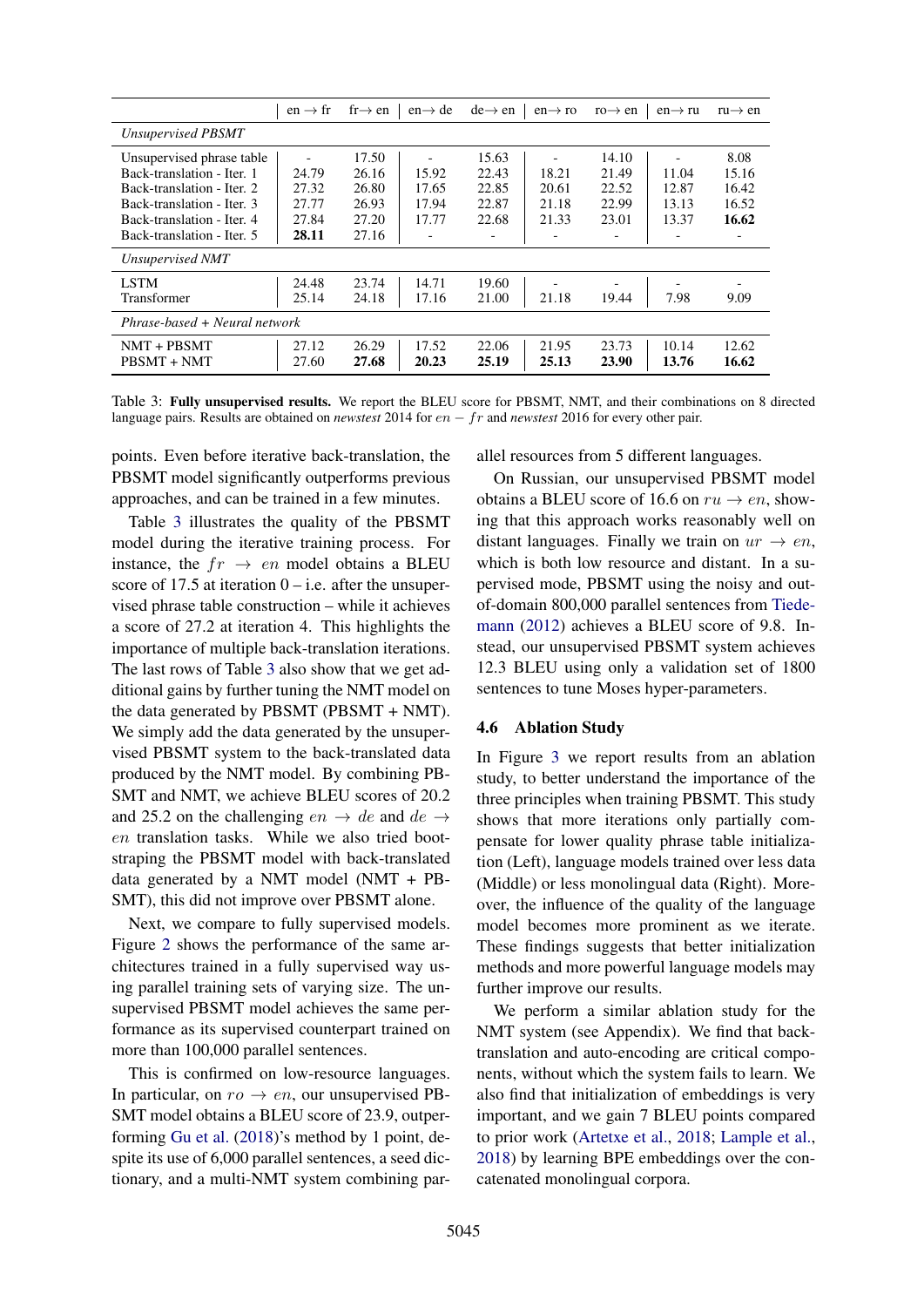| | en → fr | fr → en | en → de | de → en | en → ro | ro → en | en → ru | ru → en |
|---|---|---|---|---|---|---|---|---|
| *Unsupervised PBSMT* | | | | | | | | |
| Unsupervised phrase table | - | 17.50 | - | 15.63 | - | 14.10 | - | 8.08 |
| Back-translation - Iter. 1 | 24.79 | 26.16 | 15.92 | 22.43 | 18.21 | 21.49 | 11.04 | 15.16 |
| Back-translation - Iter. 2 | 27.32 | 26.80 | 17.65 | 22.85 | 20.61 | 22.52 | 12.87 | 16.42 |
| Back-translation - Iter. 3 | 27.77 | 26.93 | 17.94 | 22.87 | 21.18 | 22.99 | 13.13 | 16.52 |
| Back-translation - Iter. 4 | 27.84 | 27.20 | 17.77 | 22.68 | 21.33 | 23.01 | 13.37 | **16.62** |
| Back-translation - Iter. 5 | **28.11** | 27.16 | - | - | - | - | - | - |
| *Unsupervised NMT* | | | | | | | | |
| LSTM | 24.48 | 23.74 | 14.71 | 19.60 | - | - | - | - |
| Transformer | 25.14 | 24.18 | 17.16 | 21.00 | 21.18 | 19.44 | 7.98 | 9.09 |
| *Phrase-based + Neural network* | | | | | | | | |
| NMT + PBSMT | 27.12 | 26.29 | 17.52 | 22.06 | 21.95 | 23.73 | 10.14 | 12.62 |
| PBSMT + NMT | 27.60 | **27.68** | **20.23** | **25.19** | **25.13** | **23.90** | **13.76** | **16.62** |

Table 3: **Fully unsupervised results.** We report the BLEU score for PBSMT, NMT, and their combinations on 8 directed language pairs. Results are obtained on *newstest* 2014 for $en - fr$ and *newstest* 2016 for every other pair.

points. Even before iterative back-translation, the PBSMT model significantly outperforms previous approaches, and can be trained in a few minutes.

Table 3 illustrates the quality of the PBSMT model during the iterative training process. For instance, the $fr \rightarrow en$ model obtains a BLEU score of 17.5 at iteration 0 – i.e. after the unsupervised phrase table construction – while it achieves a score of 27.2 at iteration 4. This highlights the importance of multiple back-translation iterations. The last rows of Table 3 also show that we get additional gains by further tuning the NMT model on the data generated by PBSMT (PBSMT + NMT). We simply add the data generated by the unsupervised PBSMT system to the back-translated data produced by the NMT model. By combining PBSMT and NMT, we achieve BLEU scores of 20.2 and 25.2 on the challenging $en \rightarrow de$ and $de \rightarrow en$ translation tasks. While we also tried bootstraping the PBSMT model with back-translated data generated by a NMT model (NMT + PBSMT), this did not improve over PBSMT alone.

Next, we compare to fully supervised models. Figure 2 shows the performance of the same architectures trained in a fully supervised way using parallel training sets of varying size. The unsupervised PBSMT model achieves the same performance as its supervised counterpart trained on more than 100,000 parallel sentences.

This is confirmed on low-resource languages. In particular, on $ro \rightarrow en$, our unsupervised PBSMT model obtains a BLEU score of 23.9, outperforming Gu et al. (2018)'s method by 1 point, despite its use of 6,000 parallel sentences, a seed dictionary, and a multi-NMT system combining parallel resources from 5 different languages.

On Russian, our unsupervised PBSMT model obtains a BLEU score of 16.6 on $ru \rightarrow en$, showing that this approach works reasonably well on distant languages. Finally we train on $ur \rightarrow en$, which is both low resource and distant. In a supervised mode, PBSMT using the noisy and out-of-domain 800,000 parallel sentences from Tiedemann (2012) achieves a BLEU score of 9.8. Instead, our unsupervised PBSMT system achieves 12.3 BLEU using only a validation set of 1800 sentences to tune Moses hyper-parameters.

### 4.6 Ablation Study

In Figure 3 we report results from an ablation study, to better understand the importance of the three principles when training PBSMT. This study shows that more iterations only partially compensate for lower quality phrase table initialization (Left), language models trained over less data (Middle) or less monolingual data (Right). Moreover, the influence of the quality of the language model becomes more prominent as we iterate. These findings suggests that better initialization methods and more powerful language models may further improve our results.

We perform a similar ablation study for the NMT system (see Appendix). We find that back-translation and auto-encoding are critical components, without which the system fails to learn. We also find that initialization of embeddings is very important, and we gain 7 BLEU points compared to prior work (Artetxe et al., 2018; Lample et al., 2018) by learning BPE embeddings over the concatenated monolingual corpora.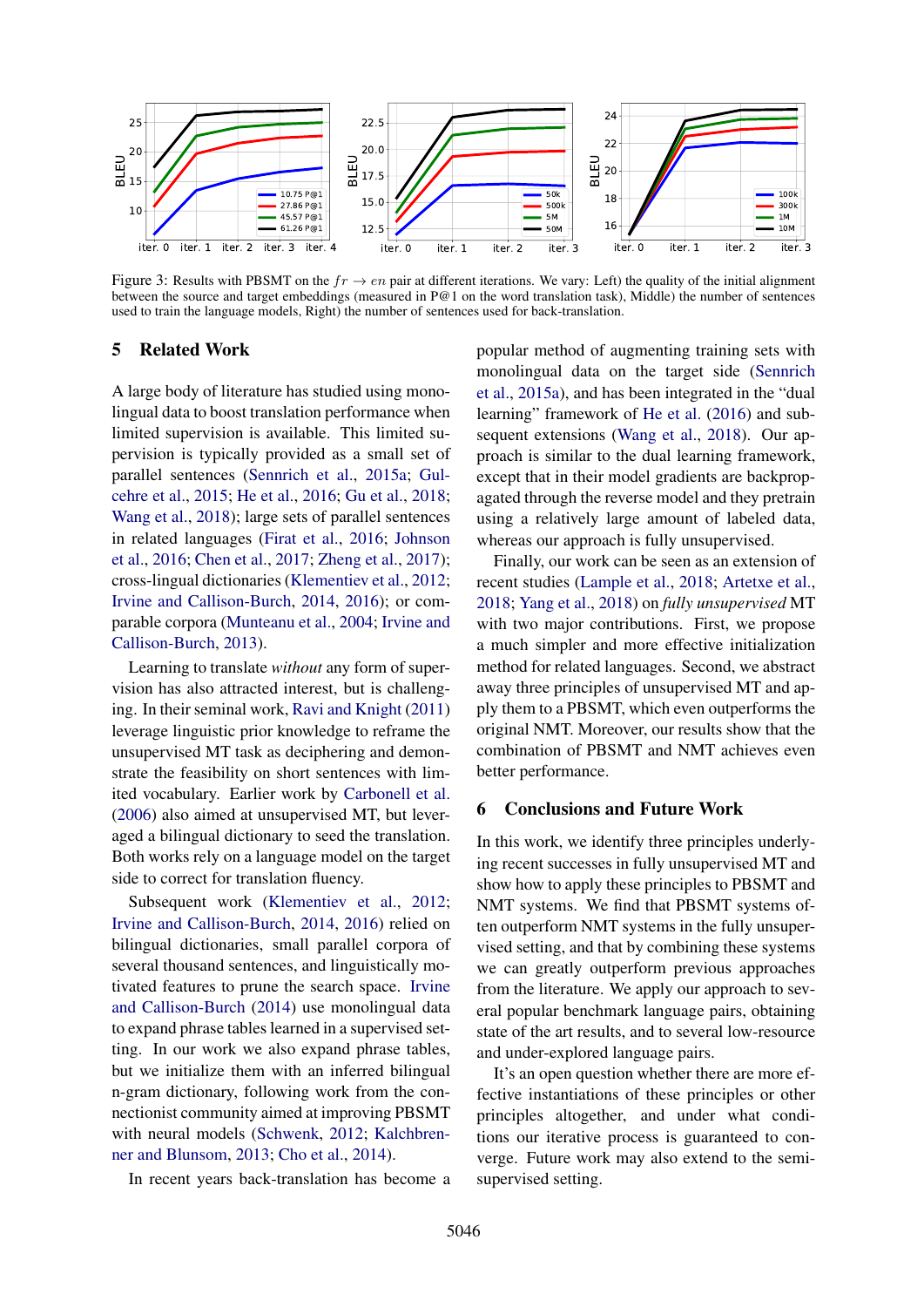Figure 3: Results with PBSMT on the $fr \rightarrow en$ pair at different iterations. We vary: Left) the quality of the initial alignment between the source and target embeddings (measured in P@1 on the word translation task), Middle) the number of sentences used to train the language models, Right) the number of sentences used for back-translation.

## 5 Related Work

A large body of literature has studied using monolingual data to boost translation performance when limited supervision is available. This limited supervision is typically provided as a small set of parallel sentences (Sennrich et al., 2015a; Gulcehre et al., 2015; He et al., 2016; Gu et al., 2018; Wang et al., 2018); large sets of parallel sentences in related languages (Firat et al., 2016; Johnson et al., 2016; Chen et al., 2017; Zheng et al., 2017); cross-lingual dictionaries (Klementiev et al., 2012; Irvine and Callison-Burch, 2014, 2016); or comparable corpora (Munteanu et al., 2004; Irvine and Callison-Burch, 2013).

Learning to translate *without* any form of supervision has also attracted interest, but is challenging. In their seminal work, Ravi and Knight (2011) leverage linguistic prior knowledge to reframe the unsupervised MT task as deciphering and demonstrate the feasibility on short sentences with limited vocabulary. Earlier work by Carbonell et al. (2006) also aimed at unsupervised MT, but leveraged a bilingual dictionary to seed the translation. Both works rely on a language model on the target side to correct for translation fluency.

Subsequent work (Klementiev et al., 2012; Irvine and Callison-Burch, 2014, 2016) relied on bilingual dictionaries, small parallel corpora of several thousand sentences, and linguistically motivated features to prune the search space. Irvine and Callison-Burch (2014) use monolingual data to expand phrase tables learned in a supervised setting. In our work we also expand phrase tables, but we initialize them with an inferred bilingual n-gram dictionary, following work from the connectionist community aimed at improving PBSMT with neural models (Schwenk, 2012; Kalchbrenner and Blunsom, 2013; Cho et al., 2014).

In recent years back-translation has become a popular method of augmenting training sets with monolingual data on the target side (Sennrich et al., 2015a), and has been integrated in the "dual learning" framework of He et al. (2016) and subsequent extensions (Wang et al., 2018). Our approach is similar to the dual learning framework, except that in their model gradients are backpropagated through the reverse model and they pretrain using a relatively large amount of labeled data, whereas our approach is fully unsupervised.

Finally, our work can be seen as an extension of recent studies (Lample et al., 2018; Artetxe et al., 2018; Yang et al., 2018) on *fully unsupervised* MT with two major contributions. First, we propose a much simpler and more effective initialization method for related languages. Second, we abstract away three principles of unsupervised MT and apply them to a PBSMT, which even outperforms the original NMT. Moreover, our results show that the combination of PBSMT and NMT achieves even better performance.

## 6 Conclusions and Future Work

In this work, we identify three principles underlying recent successes in fully unsupervised MT and show how to apply these principles to PBSMT and NMT systems. We find that PBSMT systems often outperform NMT systems in the fully unsupervised setting, and that by combining these systems we can greatly outperform previous approaches from the literature. We apply our approach to several popular benchmark language pairs, obtaining state of the art results, and to several low-resource and under-explored language pairs.

It's an open question whether there are more effective instantiations of these principles or other principles altogether, and under what conditions our iterative process is guaranteed to converge. Future work may also extend to the semi-supervised setting.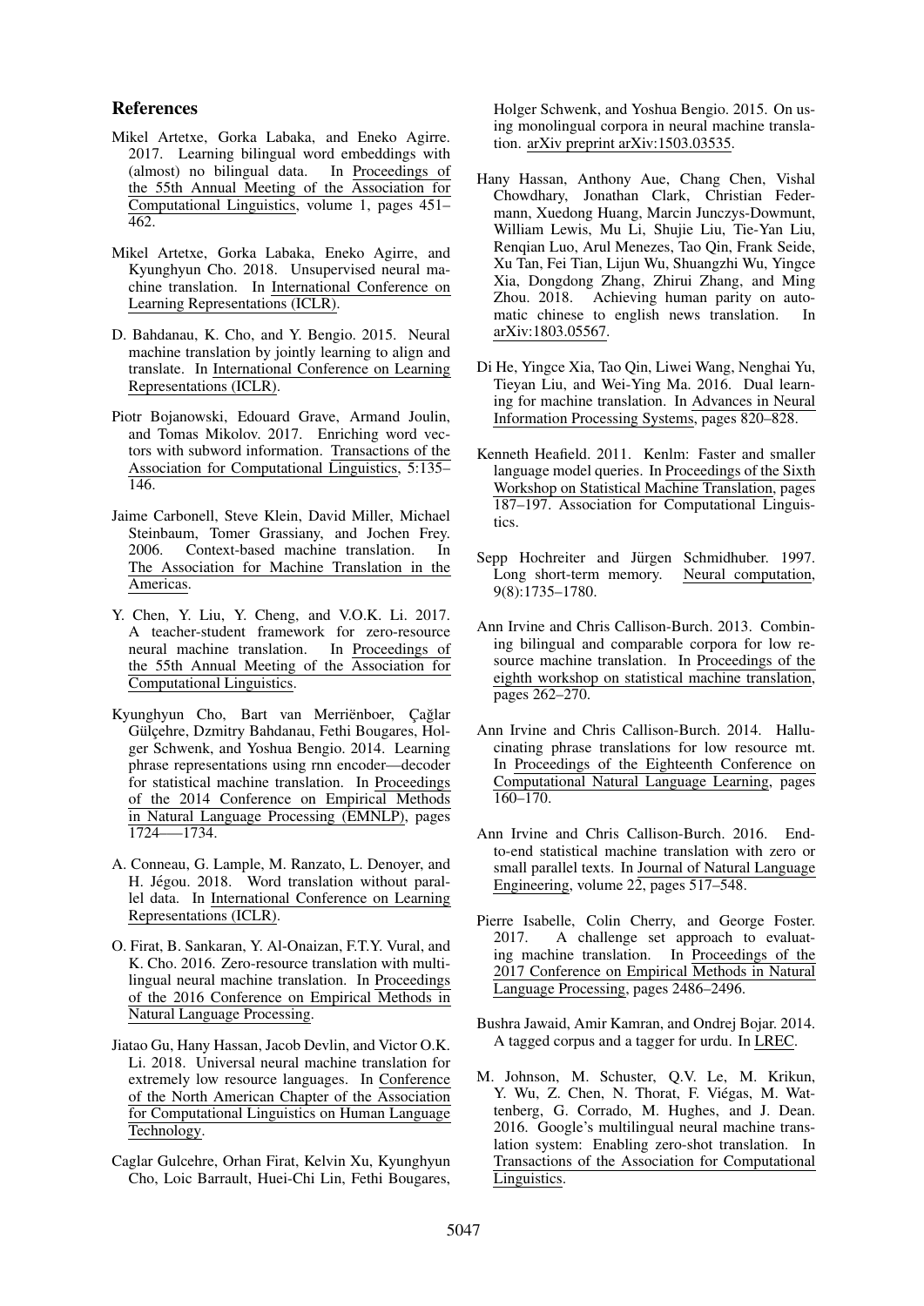## References

Mikel Artetxe, Gorka Labaka, and Eneko Agirre. 2017. Learning bilingual word embeddings with (almost) no bilingual data. In Proceedings of the 55th Annual Meeting of the Association for Computational Linguistics, volume 1, pages 451–462.

Mikel Artetxe, Gorka Labaka, Eneko Agirre, and Kyunghyun Cho. 2018. Unsupervised neural machine translation. In International Conference on Learning Representations (ICLR).

D. Bahdanau, K. Cho, and Y. Bengio. 2015. Neural machine translation by jointly learning to align and translate. In International Conference on Learning Representations (ICLR).

Piotr Bojanowski, Edouard Grave, Armand Joulin, and Tomas Mikolov. 2017. Enriching word vectors with subword information. Transactions of the Association for Computational Linguistics, 5:135–146.

Jaime Carbonell, Steve Klein, David Miller, Michael Steinbaum, Tomer Grassiany, and Jochen Frey. 2006. Context-based machine translation. In The Association for Machine Translation in the Americas.

Y. Chen, Y. Liu, Y. Cheng, and V.O.K. Li. 2017. A teacher-student framework for zero-resource neural machine translation. In Proceedings of the 55th Annual Meeting of the Association for Computational Linguistics.

Kyunghyun Cho, Bart van Merriënboer, Çağlar Gülçehre, Dzmitry Bahdanau, Fethi Bougares, Holger Schwenk, and Yoshua Bengio. 2014. Learning phrase representations using rnn encoder—decoder for statistical machine translation. In Proceedings of the 2014 Conference on Empirical Methods in Natural Language Processing (EMNLP), pages 1724—–1734.

A. Conneau, G. Lample, M. Ranzato, L. Denoyer, and H. Jégou. 2018. Word translation without parallel data. In International Conference on Learning Representations (ICLR).

O. Firat, B. Sankaran, Y. Al-Onaizan, F.T.Y. Vural, and K. Cho. 2016. Zero-resource translation with multilingual neural machine translation. In Proceedings of the 2016 Conference on Empirical Methods in Natural Language Processing.

Jiatao Gu, Hany Hassan, Jacob Devlin, and Victor O.K. Li. 2018. Universal neural machine translation for extremely low resource languages. In Conference of the North American Chapter of the Association for Computational Linguistics on Human Language Technology.

Caglar Gulcehre, Orhan Firat, Kelvin Xu, Kyunghyun Cho, Loic Barrault, Huei-Chi Lin, Fethi Bougares, Holger Schwenk, and Yoshua Bengio. 2015. On using monolingual corpora in neural machine translation. arXiv preprint arXiv:1503.03535.

Hany Hassan, Anthony Aue, Chang Chen, Vishal Chowdhary, Jonathan Clark, Christian Federmann, Xuedong Huang, Marcin Junczys-Dowmunt, William Lewis, Mu Li, Shujie Liu, Tie-Yan Liu, Renqian Luo, Arul Menezes, Tao Qin, Frank Seide, Xu Tan, Fei Tian, Lijun Wu, Shuangzhi Wu, Yingce Xia, Dongdong Zhang, Zhirui Zhang, and Ming Zhou. 2018. Achieving human parity on automatic chinese to english news translation. In arXiv:1803.05567.

Di He, Yingce Xia, Tao Qin, Liwei Wang, Nenghai Yu, Tieyan Liu, and Wei-Ying Ma. 2016. Dual learning for machine translation. In Advances in Neural Information Processing Systems, pages 820–828.

Kenneth Heafield. 2011. Kenlm: Faster and smaller language model queries. In Proceedings of the Sixth Workshop on Statistical Machine Translation, pages 187–197. Association for Computational Linguistics.

Sepp Hochreiter and Jürgen Schmidhuber. 1997. Long short-term memory. Neural computation, 9(8):1735–1780.

Ann Irvine and Chris Callison-Burch. 2013. Combining bilingual and comparable corpora for low resource machine translation. In Proceedings of the eighth workshop on statistical machine translation, pages 262–270.

Ann Irvine and Chris Callison-Burch. 2014. Hallucinating phrase translations for low resource mt. In Proceedings of the Eighteenth Conference on Computational Natural Language Learning, pages 160–170.

Ann Irvine and Chris Callison-Burch. 2016. End-to-end statistical machine translation with zero or small parallel texts. In Journal of Natural Language Engineering, volume 22, pages 517–548.

Pierre Isabelle, Colin Cherry, and George Foster. 2017. A challenge set approach to evaluating machine translation. In Proceedings of the 2017 Conference on Empirical Methods in Natural Language Processing, pages 2486–2496.

Bushra Jawaid, Amir Kamran, and Ondrej Bojar. 2014. A tagged corpus and a tagger for urdu. In LREC.

M. Johnson, M. Schuster, Q.V. Le, M. Krikun, Y. Wu, Z. Chen, N. Thorat, F. Viégas, M. Wattenberg, G. Corrado, M. Hughes, and J. Dean. 2016. Google's multilingual neural machine translation system: Enabling zero-shot translation. In Transactions of the Association for Computational Linguistics.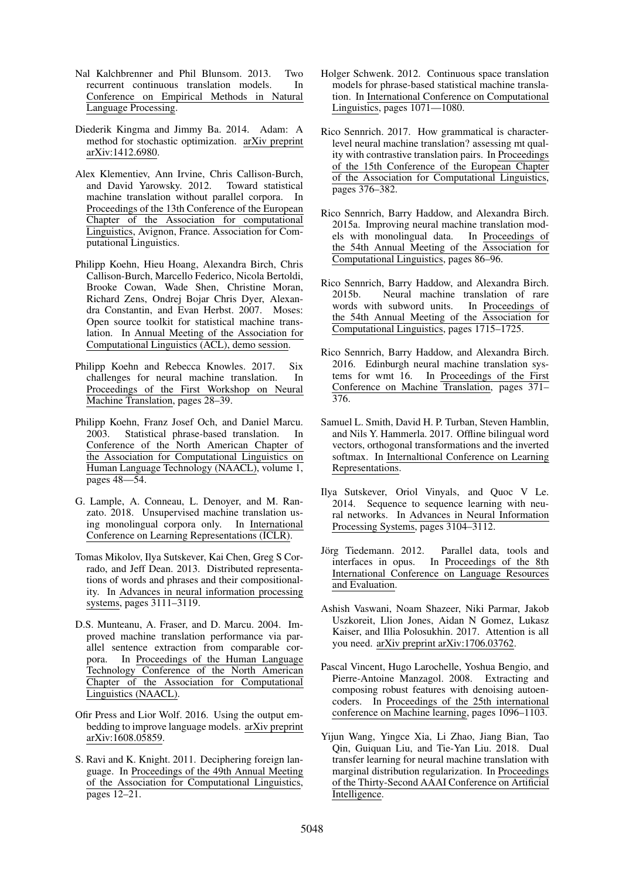Nal Kalchbrenner and Phil Blunsom. 2013. Two recurrent continuous translation models. In Conference on Empirical Methods in Natural Language Processing.

Diederik Kingma and Jimmy Ba. 2014. Adam: A method for stochastic optimization. arXiv preprint arXiv:1412.6980.

Alex Klementiev, Ann Irvine, Chris Callison-Burch, and David Yarowsky. 2012. Toward statistical machine translation without parallel corpora. In Proceedings of the 13th Conference of the European Chapter of the Association for computational Linguistics, Avignon, France. Association for Computational Linguistics.

Philipp Koehn, Hieu Hoang, Alexandra Birch, Chris Callison-Burch, Marcello Federico, Nicola Bertoldi, Brooke Cowan, Wade Shen, Christine Moran, Richard Zens, Ondrej Bojar Chris Dyer, Alexandra Constantin, and Evan Herbst. 2007. Moses: Open source toolkit for statistical machine translation. In Annual Meeting of the Association for Computational Linguistics (ACL), demo session.

Philipp Koehn and Rebecca Knowles. 2017. Six challenges for neural machine translation. In Proceedings of the First Workshop on Neural Machine Translation, pages 28–39.

Philipp Koehn, Franz Josef Och, and Daniel Marcu. 2003. Statistical phrase-based translation. In Conference of the North American Chapter of the Association for Computational Linguistics on Human Language Technology (NAACL), volume 1, pages 48—54.

G. Lample, A. Conneau, L. Denoyer, and M. Ranzato. 2018. Unsupervised machine translation using monolingual corpora only. In International Conference on Learning Representations (ICLR).

Tomas Mikolov, Ilya Sutskever, Kai Chen, Greg S Corrado, and Jeff Dean. 2013. Distributed representations of words and phrases and their compositionality. In Advances in neural information processing systems, pages 3111–3119.

D.S. Munteanu, A. Fraser, and D. Marcu. 2004. Improved machine translation performance via parallel sentence extraction from comparable corpora. In Proceedings of the Human Language Technology Conference of the North American Chapter of the Association for Computational Linguistics (NAACL).

Ofir Press and Lior Wolf. 2016. Using the output embedding to improve language models. arXiv preprint arXiv:1608.05859.

S. Ravi and K. Knight. 2011. Deciphering foreign language. In Proceedings of the 49th Annual Meeting of the Association for Computational Linguistics, pages 12–21.

Holger Schwenk. 2012. Continuous space translation models for phrase-based statistical machine translation. In International Conference on Computational Linguistics, pages 1071—1080.

Rico Sennrich. 2017. How grammatical is character-level neural machine translation? assessing mt quality with contrastive translation pairs. In Proceedings of the 15th Conference of the European Chapter of the Association for Computational Linguistics, pages 376–382.

Rico Sennrich, Barry Haddow, and Alexandra Birch. 2015a. Improving neural machine translation models with monolingual data. In Proceedings of the 54th Annual Meeting of the Association for Computational Linguistics, pages 86–96.

Rico Sennrich, Barry Haddow, and Alexandra Birch. 2015b. Neural machine translation of rare words with subword units. In Proceedings of the 54th Annual Meeting of the Association for Computational Linguistics, pages 1715–1725.

Rico Sennrich, Barry Haddow, and Alexandra Birch. 2016. Edinburgh neural machine translation systems for wmt 16. In Proceedings of the First Conference on Machine Translation, pages 371–376.

Samuel L. Smith, David H. P. Turban, Steven Hamblin, and Nils Y. Hammerla. 2017. Offline bilingual word vectors, orthogonal transformations and the inverted softmax. In Internaltional Conference on Learning Representations.

Ilya Sutskever, Oriol Vinyals, and Quoc V Le. 2014. Sequence to sequence learning with neural networks. In Advances in Neural Information Processing Systems, pages 3104–3112.

Jörg Tiedemann. 2012. Parallel data, tools and interfaces in opus. In Proceedings of the 8th International Conference on Language Resources and Evaluation.

Ashish Vaswani, Noam Shazeer, Niki Parmar, Jakob Uszkoreit, Llion Jones, Aidan N Gomez, Lukasz Kaiser, and Illia Polosukhin. 2017. Attention is all you need. arXiv preprint arXiv:1706.03762.

Pascal Vincent, Hugo Larochelle, Yoshua Bengio, and Pierre-Antoine Manzagol. 2008. Extracting and composing robust features with denoising autoencoders. In Proceedings of the 25th international conference on Machine learning, pages 1096–1103.

Yijun Wang, Yingce Xia, Li Zhao, Jiang Bian, Tao Qin, Guiquan Liu, and Tie-Yan Liu. 2018. Dual transfer learning for neural machine translation with marginal distribution regularization. In Proceedings of the Thirty-Second AAAI Conference on Artificial Intelligence.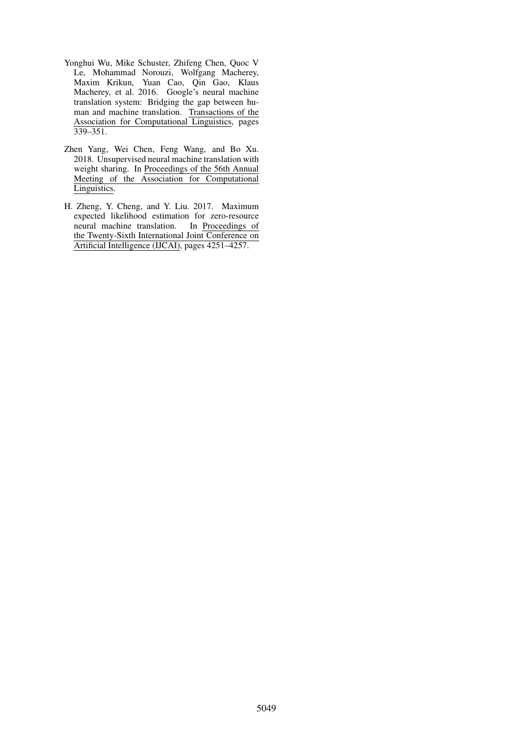Yonghui Wu, Mike Schuster, Zhifeng Chen, Quoc V Le, Mohammad Norouzi, Wolfgang Macherey, Maxim Krikun, Yuan Cao, Qin Gao, Klaus Macherey, et al. 2016. Google's neural machine translation system: Bridging the gap between human and machine translation. Transactions of the Association for Computational Linguistics, pages 339–351.

Zhen Yang, Wei Chen, Feng Wang, and Bo Xu. 2018. Unsupervised neural machine translation with weight sharing. In Proceedings of the 56th Annual Meeting of the Association for Computational Linguistics.

H. Zheng, Y. Cheng, and Y. Liu. 2017. Maximum expected likelihood estimation for zero-resource neural machine translation. In Proceedings of the Twenty-Sixth International Joint Conference on Artificial Intelligence (IJCAI), pages 4251–4257.